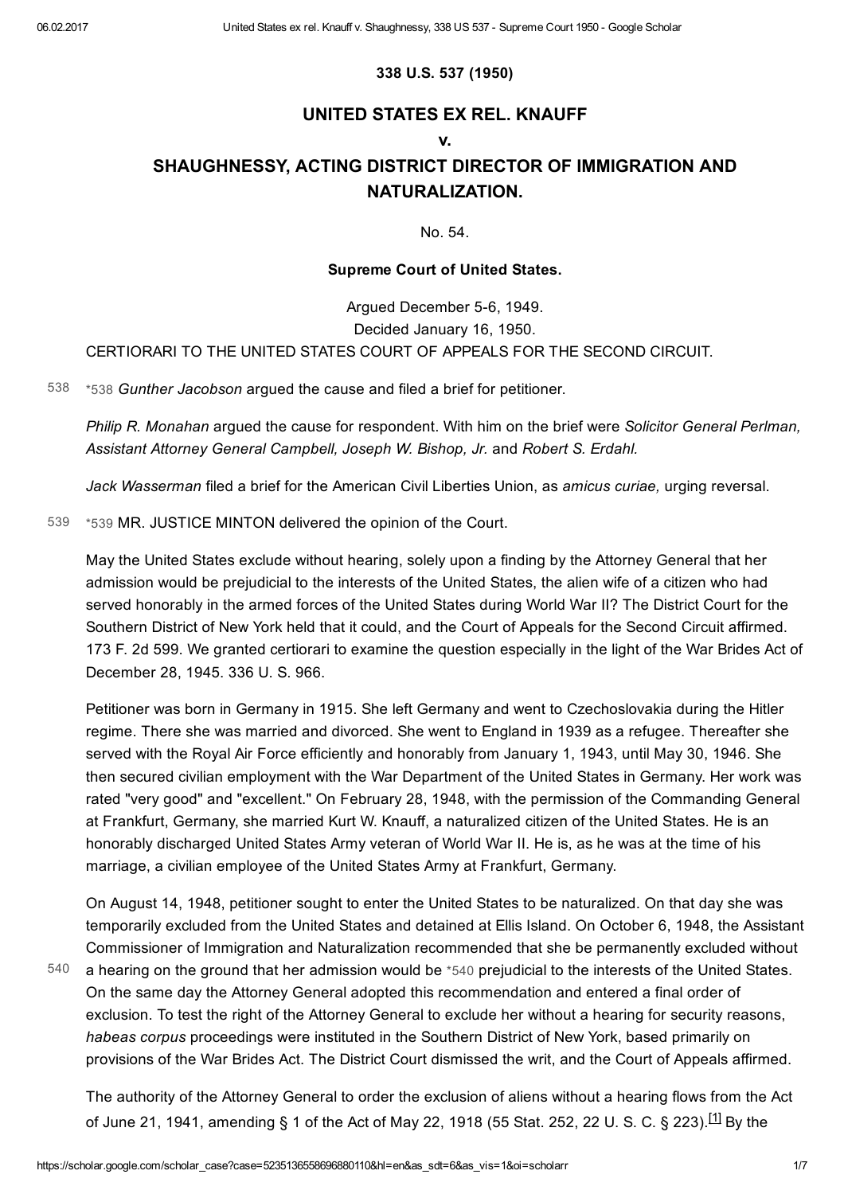**338 U.S. 537 (1950)**

## UNITED STATES EX REL. KNAUFF

## v.

## SHAUGHNESSY, ACTING DISTRICT DIRECTOR OF IMMIGRATION AND NATURALIZATION.

No. 54.

**Supreme Court of United States.**

Argued December 5-6, 1949.
Decided January 16, 1950.
CERTIORARI TO THE UNITED STATES COURT OF APPEALS FOR THE SECOND CIRCUIT.

538 *538 *Gunther Jacobson* argued the cause and filed a brief for petitioner.

*Philip R. Monahan* argued the cause for respondent. With him on the brief were *Solicitor General Perlman, Assistant Attorney General Campbell, Joseph W. Bishop, Jr.* and *Robert S. Erdahl.*

*Jack Wasserman* filed a brief for the American Civil Liberties Union, as *amicus curiae,* urging reversal.

539 *539 MR. JUSTICE MINTON delivered the opinion of the Court.

May the United States exclude without hearing, solely upon a finding by the Attorney General that her admission would be prejudicial to the interests of the United States, the alien wife of a citizen who had served honorably in the armed forces of the United States during World War II? The District Court for the Southern District of New York held that it could, and the Court of Appeals for the Second Circuit affirmed. 173 F. 2d 599. We granted certiorari to examine the question especially in the light of the War Brides Act of December 28, 1945. 336 U. S. 966.

Petitioner was born in Germany in 1915. She left Germany and went to Czechoslovakia during the Hitler regime. There she was married and divorced. She went to England in 1939 as a refugee. Thereafter she served with the Royal Air Force efficiently and honorably from January 1, 1943, until May 30, 1946. She then secured civilian employment with the War Department of the United States in Germany. Her work was rated "very good" and "excellent." On February 28, 1948, with the permission of the Commanding General at Frankfurt, Germany, she married Kurt W. Knauff, a naturalized citizen of the United States. He is an honorably discharged United States Army veteran of World War II. He is, as he was at the time of his marriage, a civilian employee of the United States Army at Frankfurt, Germany.

On August 14, 1948, petitioner sought to enter the United States to be naturalized. On that day she was temporarily excluded from the United States and detained at Ellis Island. On October 6, 1948, the Assistant Commissioner of Immigration and Naturalization recommended that she be permanently excluded without a hearing on the ground that her admission would be 540 *540 prejudicial to the interests of the United States. On the same day the Attorney General adopted this recommendation and entered a final order of exclusion. To test the right of the Attorney General to exclude her without a hearing for security reasons, *habeas corpus* proceedings were instituted in the Southern District of New York, based primarily on provisions of the War Brides Act. The District Court dismissed the writ, and the Court of Appeals affirmed.

The authority of the Attorney General to order the exclusion of aliens without a hearing flows from the Act of June 21, 1941, amending § 1 of the Act of May 22, 1918 (55 Stat. 252, 22 U. S. C. § 223).[1] By the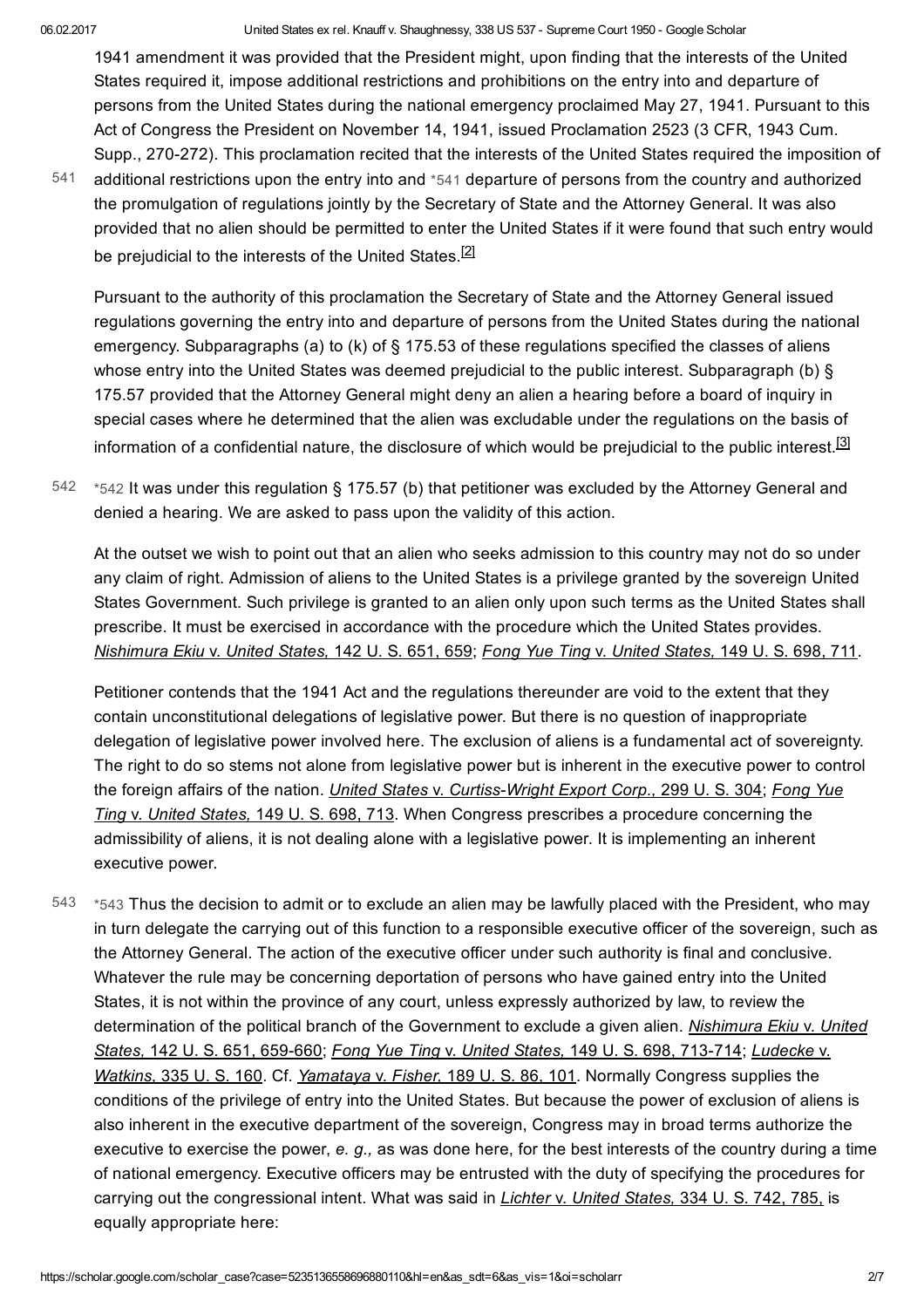1941 amendment it was provided that the President might, upon finding that the interests of the United States required it, impose additional restrictions and prohibitions on the entry into and departure of persons from the United States during the national emergency proclaimed May 27, 1941. Pursuant to this Act of Congress the President on November 14, 1941, issued Proclamation 2523 (3 CFR, 1943 Cum. Supp., 270-272). This proclamation recited that the interests of the United States required the imposition of additional restrictions upon the entry into and *541 departure of persons from the country and authorized the promulgation of regulations jointly by the Secretary of State and the Attorney General. It was also provided that no alien should be permitted to enter the United States if it were found that such entry would be prejudicial to the interests of the United States.[2]

Pursuant to the authority of this proclamation the Secretary of State and the Attorney General issued regulations governing the entry into and departure of persons from the United States during the national emergency. Subparagraphs (a) to (k) of § 175.53 of these regulations specified the classes of aliens whose entry into the United States was deemed prejudicial to the public interest. Subparagraph (b) § 175.57 provided that the Attorney General might deny an alien a hearing before a board of inquiry in special cases where he determined that the alien was excludable under the regulations on the basis of information of a confidential nature, the disclosure of which would be prejudicial to the public interest.[3]

*542 It was under this regulation § 175.57 (b) that petitioner was excluded by the Attorney General and denied a hearing. We are asked to pass upon the validity of this action.

At the outset we wish to point out that an alien who seeks admission to this country may not do so under any claim of right. Admission of aliens to the United States is a privilege granted by the sovereign United States Government. Such privilege is granted to an alien only upon such terms as the United States shall prescribe. It must be exercised in accordance with the procedure which the United States provides. *Nishimura Ekiu* v. *United States,* 142 U. S. 651, 659; *Fong Yue Ting* v. *United States,* 149 U. S. 698, 711.

Petitioner contends that the 1941 Act and the regulations thereunder are void to the extent that they contain unconstitutional delegations of legislative power. But there is no question of inappropriate delegation of legislative power involved here. The exclusion of aliens is a fundamental act of sovereignty. The right to do so stems not alone from legislative power but is inherent in the executive power to control the foreign affairs of the nation. *United States* v. *Curtiss-Wright Export Corp.,* 299 U. S. 304; *Fong Yue Ting* v. *United States,* 149 U. S. 698, 713. When Congress prescribes a procedure concerning the admissibility of aliens, it is not dealing alone with a legislative power. It is implementing an inherent executive power.

*543 Thus the decision to admit or to exclude an alien may be lawfully placed with the President, who may in turn delegate the carrying out of this function to a responsible executive officer of the sovereign, such as the Attorney General. The action of the executive officer under such authority is final and conclusive. Whatever the rule may be concerning deportation of persons who have gained entry into the United States, it is not within the province of any court, unless expressly authorized by law, to review the determination of the political branch of the Government to exclude a given alien. *Nishimura Ekiu* v. *United States,* 142 U. S. 651, 659-660; *Fong Yue Ting* v. *United States,* 149 U. S. 698, 713-714; *Ludecke* v. *Watkins,* 335 U. S. 160. Cf. *Yamataya* v. *Fisher,* 189 U. S. 86, 101. Normally Congress supplies the conditions of the privilege of entry into the United States. But because the power of exclusion of aliens is also inherent in the executive department of the sovereign, Congress may in broad terms authorize the executive to exercise the power, *e. g.,* as was done here, for the best interests of the country during a time of national emergency. Executive officers may be entrusted with the duty of specifying the procedures for carrying out the congressional intent. What was said in *Lichter* v. *United States,* 334 U. S. 742, 785, is equally appropriate here: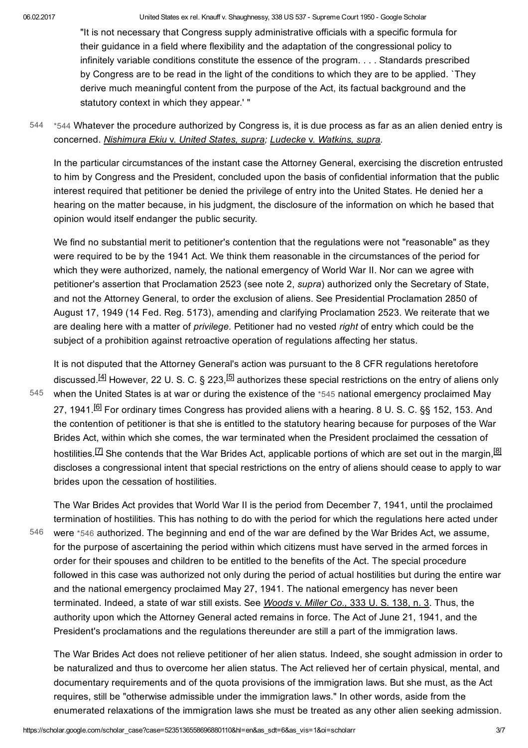"It is not necessary that Congress supply administrative officials with a specific formula for their guidance in a field where flexibility and the adaptation of the congressional policy to infinitely variable conditions constitute the essence of the program. . . . Standards prescribed by Congress are to be read in the light of the conditions to which they are to be applied. `They derive much meaningful content from the purpose of the Act, its factual background and the statutory context in which they appear.' "

544 *544 Whatever the procedure authorized by Congress is, it is due process as far as an alien denied entry is concerned. *Nishimura Ekiu* v. *United States, supra*; *Ludecke* v. *Watkins, supra*.

In the particular circumstances of the instant case the Attorney General, exercising the discretion entrusted to him by Congress and the President, concluded upon the basis of confidential information that the public interest required that petitioner be denied the privilege of entry into the United States. He denied her a hearing on the matter because, in his judgment, the disclosure of the information on which he based that opinion would itself endanger the public security.

We find no substantial merit to petitioner's contention that the regulations were not "reasonable" as they were required to be by the 1941 Act. We think them reasonable in the circumstances of the period for which they were authorized, namely, the national emergency of World War II. Nor can we agree with petitioner's assertion that Proclamation 2523 (see note 2, *supra*) authorized only the Secretary of State, and not the Attorney General, to order the exclusion of aliens. See Presidential Proclamation 2850 of August 17, 1949 (14 Fed. Reg. 5173), amending and clarifying Proclamation 2523. We reiterate that we are dealing here with a matter of *privilege*. Petitioner had no vested *right* of entry which could be the subject of a prohibition against retroactive operation of regulations affecting her status.

It is not disputed that the Attorney General's action was pursuant to the 8 CFR regulations heretofore discussed.[4] However, 22 U. S. C. § 223,[5] authorizes these special restrictions on the entry of aliens only when the United States is at war or during the existence of the *545 national emergency proclaimed May 27, 1941.[6] For ordinary times Congress has provided aliens with a hearing. 8 U. S. C. §§ 152, 153. And the contention of petitioner is that she is entitled to the statutory hearing because for purposes of the War Brides Act, within which she comes, the war terminated when the President proclaimed the cessation of hostilities.[7] She contends that the War Brides Act, applicable portions of which are set out in the margin,[8] discloses a congressional intent that special restrictions on the entry of aliens should cease to apply to war brides upon the cessation of hostilities.

The War Brides Act provides that World War II is the period from December 7, 1941, until the proclaimed termination of hostilities. This has nothing to do with the period for which the regulations here acted under were *546 authorized. The beginning and end of the war are defined by the War Brides Act, we assume, for the purpose of ascertaining the period within which citizens must have served in the armed forces in order for their spouses and children to be entitled to the benefits of the Act. The special procedure followed in this case was authorized not only during the period of actual hostilities but during the entire war and the national emergency proclaimed May 27, 1941. The national emergency has never been terminated. Indeed, a state of war still exists. See *Woods* v. *Miller Co.,* 333 U. S. 138, n. 3. Thus, the authority upon which the Attorney General acted remains in force. The Act of June 21, 1941, and the President's proclamations and the regulations thereunder are still a part of the immigration laws.

The War Brides Act does not relieve petitioner of her alien status. Indeed, she sought admission in order to be naturalized and thus to overcome her alien status. The Act relieved her of certain physical, mental, and documentary requirements and of the quota provisions of the immigration laws. But she must, as the Act requires, still be "otherwise admissible under the immigration laws." In other words, aside from the enumerated relaxations of the immigration laws she must be treated as any other alien seeking admission.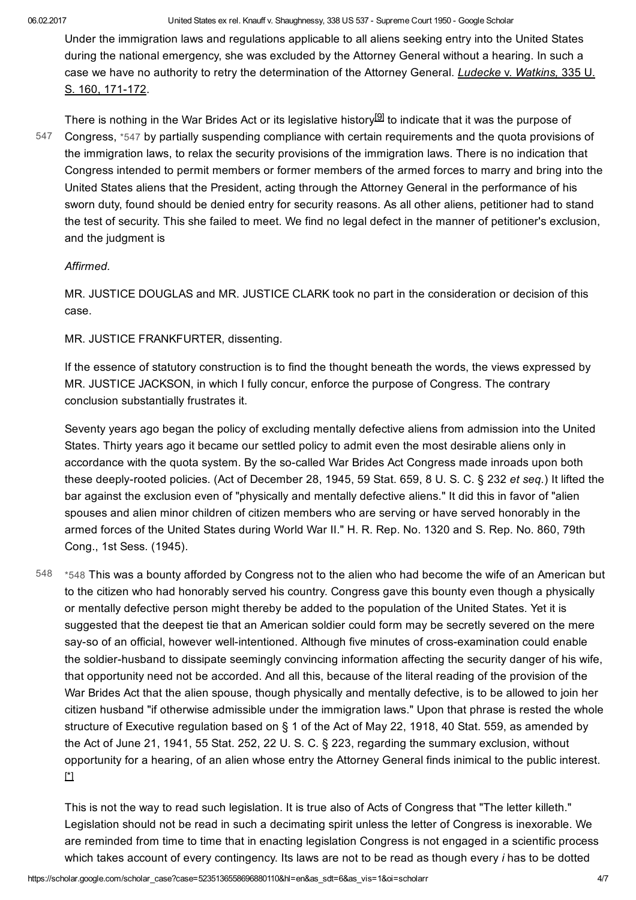Under the immigration laws and regulations applicable to all aliens seeking entry into the United States during the national emergency, she was excluded by the Attorney General without a hearing. In such a case we have no authority to retry the determination of the Attorney General. *Ludecke* v. *Watkins,* 335 U. S. 160, 171-172.

There is nothing in the War Brides Act or its legislative history[9] to indicate that it was the purpose of Congress, *547 by partially suspending compliance with certain requirements and the quota provisions of the immigration laws, to relax the security provisions of the immigration laws. There is no indication that Congress intended to permit members or former members of the armed forces to marry and bring into the United States aliens that the President, acting through the Attorney General in the performance of his sworn duty, found should be denied entry for security reasons. As all other aliens, petitioner had to stand the test of security. This she failed to meet. We find no legal defect in the manner of petitioner's exclusion, and the judgment is

*Affirmed.*

MR. JUSTICE DOUGLAS and MR. JUSTICE CLARK took no part in the consideration or decision of this case.

MR. JUSTICE FRANKFURTER, dissenting.

If the essence of statutory construction is to find the thought beneath the words, the views expressed by MR. JUSTICE JACKSON, in which I fully concur, enforce the purpose of Congress. The contrary conclusion substantially frustrates it.

Seventy years ago began the policy of excluding mentally defective aliens from admission into the United States. Thirty years ago it became our settled policy to admit even the most desirable aliens only in accordance with the quota system. By the so-called War Brides Act Congress made inroads upon both these deeply-rooted policies. (Act of December 28, 1945, 59 Stat. 659, 8 U. S. C. § 232 *et seq.*) It lifted the bar against the exclusion even of "physically and mentally defective aliens." It did this in favor of "alien spouses and alien minor children of citizen members who are serving or have served honorably in the armed forces of the United States during World War II." H. R. Rep. No. 1320 and S. Rep. No. 860, 79th Cong., 1st Sess. (1945).

*548 This was a bounty afforded by Congress not to the alien who had become the wife of an American but to the citizen who had honorably served his country. Congress gave this bounty even though a physically or mentally defective person might thereby be added to the population of the United States. Yet it is suggested that the deepest tie that an American soldier could form may be secretly severed on the mere say-so of an official, however well-intentioned. Although five minutes of cross-examination could enable the soldier-husband to dissipate seemingly convincing information affecting the security danger of his wife, that opportunity need not be accorded. And all this, because of the literal reading of the provision of the War Brides Act that the alien spouse, though physically and mentally defective, is to be allowed to join her citizen husband "if otherwise admissible under the immigration laws." Upon that phrase is rested the whole structure of Executive regulation based on § 1 of the Act of May 22, 1918, 40 Stat. 559, as amended by the Act of June 21, 1941, 55 Stat. 252, 22 U. S. C. § 223, regarding the summary exclusion, without opportunity for a hearing, of an alien whose entry the Attorney General finds inimical to the public interest. [*]

This is not the way to read such legislation. It is true also of Acts of Congress that "The letter killeth." Legislation should not be read in such a decimating spirit unless the letter of Congress is inexorable. We are reminded from time to time that in enacting legislation Congress is not engaged in a scientific process which takes account of every contingency. Its laws are not to be read as though every *i* has to be dotted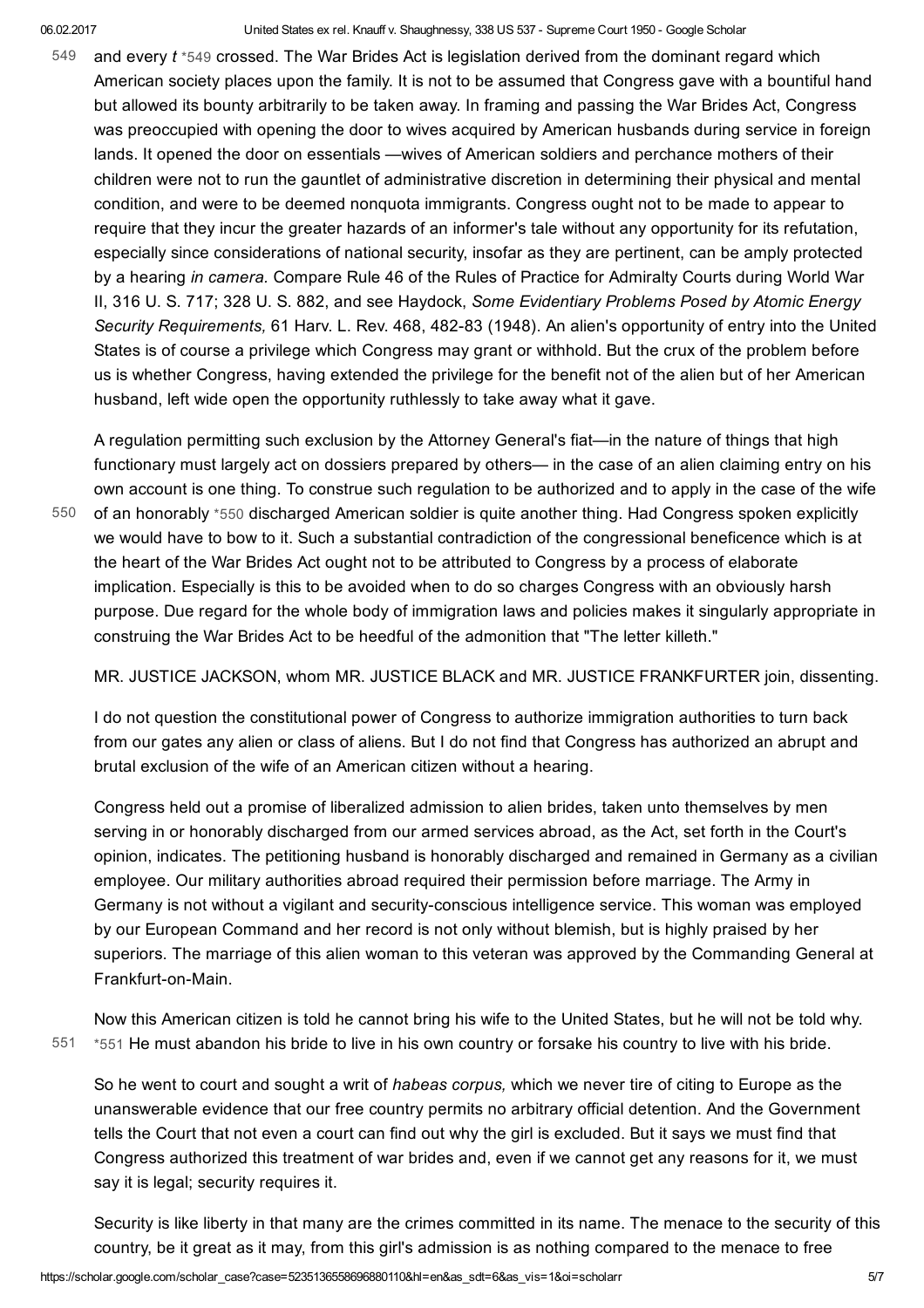and every *t* *549 crossed. The War Brides Act is legislation derived from the dominant regard which American society places upon the family. It is not to be assumed that Congress gave with a bountiful hand but allowed its bounty arbitrarily to be taken away. In framing and passing the War Brides Act, Congress was preoccupied with opening the door to wives acquired by American husbands during service in foreign lands. It opened the door on essentials —wives of American soldiers and perchance mothers of their children were not to run the gauntlet of administrative discretion in determining their physical and mental condition, and were to be deemed nonquota immigrants. Congress ought not to be made to appear to require that they incur the greater hazards of an informer's tale without any opportunity for its refutation, especially since considerations of national security, insofar as they are pertinent, can be amply protected by a hearing *in camera*. Compare Rule 46 of the Rules of Practice for Admiralty Courts during World War II, 316 U. S. 717; 328 U. S. 882, and see Haydock, *Some Evidentiary Problems Posed by Atomic Energy Security Requirements,* 61 Harv. L. Rev. 468, 482-83 (1948). An alien's opportunity of entry into the United States is of course a privilege which Congress may grant or withhold. But the crux of the problem before us is whether Congress, having extended the privilege for the benefit not of the alien but of her American husband, left wide open the opportunity ruthlessly to take away what it gave.

A regulation permitting such exclusion by the Attorney General's fiat—in the nature of things that high functionary must largely act on dossiers prepared by others— in the case of an alien claiming entry on his own account is one thing. To construe such regulation to be authorized and to apply in the case of the wife of an honorably *550 discharged American soldier is quite another thing. Had Congress spoken explicitly we would have to bow to it. Such a substantial contradiction of the congressional beneficence which is at the heart of the War Brides Act ought not to be attributed to Congress by a process of elaborate implication. Especially is this to be avoided when to do so charges Congress with an obviously harsh purpose. Due regard for the whole body of immigration laws and policies makes it singularly appropriate in construing the War Brides Act to be heedful of the admonition that "The letter killeth."

MR. JUSTICE JACKSON, whom MR. JUSTICE BLACK and MR. JUSTICE FRANKFURTER join, dissenting.

I do not question the constitutional power of Congress to authorize immigration authorities to turn back from our gates any alien or class of aliens. But I do not find that Congress has authorized an abrupt and brutal exclusion of the wife of an American citizen without a hearing.

Congress held out a promise of liberalized admission to alien brides, taken unto themselves by men serving in or honorably discharged from our armed services abroad, as the Act, set forth in the Court's opinion, indicates. The petitioning husband is honorably discharged and remained in Germany as a civilian employee. Our military authorities abroad required their permission before marriage. The Army in Germany is not without a vigilant and security-conscious intelligence service. This woman was employed by our European Command and her record is not only without blemish, but is highly praised by her superiors. The marriage of this alien woman to this veteran was approved by the Commanding General at Frankfurt-on-Main.

Now this American citizen is told he cannot bring his wife to the United States, but he will not be told why. *551 He must abandon his bride to live in his own country or forsake his country to live with his bride.

So he went to court and sought a writ of *habeas corpus,* which we never tire of citing to Europe as the unanswerable evidence that our free country permits no arbitrary official detention. And the Government tells the Court that not even a court can find out why the girl is excluded. But it says we must find that Congress authorized this treatment of war brides and, even if we cannot get any reasons for it, we must say it is legal; security requires it.

Security is like liberty in that many are the crimes committed in its name. The menace to the security of this country, be it great as it may, from this girl's admission is as nothing compared to the menace to free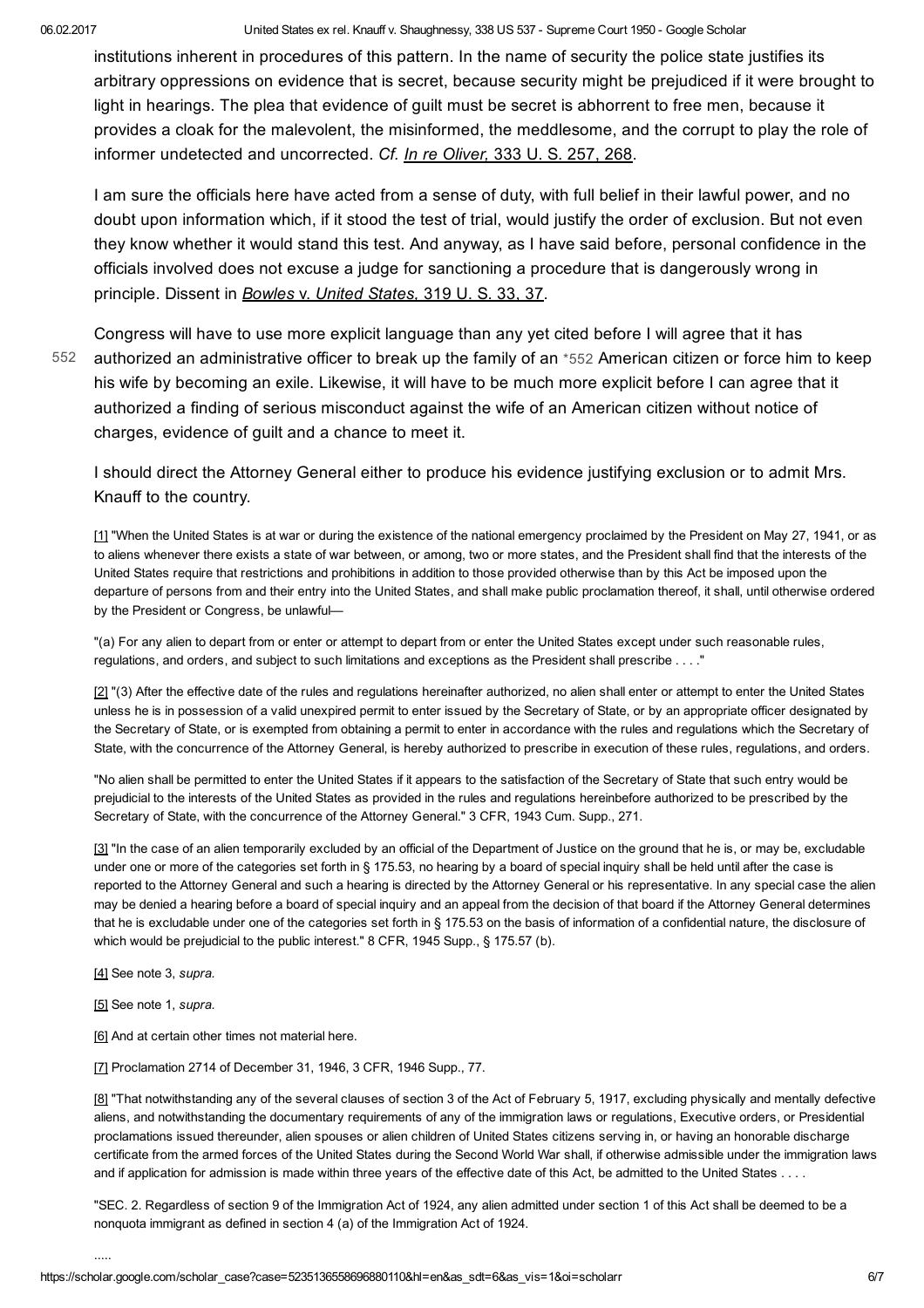institutions inherent in procedures of this pattern. In the name of security the police state justifies its arbitrary oppressions on evidence that is secret, because security might be prejudiced if it were brought to light in hearings. The plea that evidence of guilt must be secret is abhorrent to free men, because it provides a cloak for the malevolent, the misinformed, the meddlesome, and the corrupt to play the role of informer undetected and uncorrected. *Cf. In re Oliver,* 333 U. S. 257, 268.

I am sure the officials here have acted from a sense of duty, with full belief in their lawful power, and no doubt upon information which, if it stood the test of trial, would justify the order of exclusion. But not even they know whether it would stand this test. And anyway, as I have said before, personal confidence in the officials involved does not excuse a judge for sanctioning a procedure that is dangerously wrong in principle. Dissent in *Bowles* v. *United States,* 319 U. S. 33, 37.

Congress will have to use more explicit language than any yet cited before I will agree that it has authorized an administrative officer to break up the family of an *552 American citizen or force him to keep his wife by becoming an exile. Likewise, it will have to be much more explicit before I can agree that it authorized a finding of serious misconduct against the wife of an American citizen without notice of charges, evidence of guilt and a chance to meet it.

I should direct the Attorney General either to produce his evidence justifying exclusion or to admit Mrs. Knauff to the country.

[1] "When the United States is at war or during the existence of the national emergency proclaimed by the President on May 27, 1941, or as to aliens whenever there exists a state of war between, or among, two or more states, and the President shall find that the interests of the United States require that restrictions and prohibitions in addition to those provided otherwise than by this Act be imposed upon the departure of persons from and their entry into the United States, and shall make public proclamation thereof, it shall, until otherwise ordered by the President or Congress, be unlawful—

"(a) For any alien to depart from or enter or attempt to depart from or enter the United States except under such reasonable rules, regulations, and orders, and subject to such limitations and exceptions as the President shall prescribe . . . ."

[2] "(3) After the effective date of the rules and regulations hereinafter authorized, no alien shall enter or attempt to enter the United States unless he is in possession of a valid unexpired permit to enter issued by the Secretary of State, or by an appropriate officer designated by the Secretary of State, or is exempted from obtaining a permit to enter in accordance with the rules and regulations which the Secretary of State, with the concurrence of the Attorney General, is hereby authorized to prescribe in execution of these rules, regulations, and orders.

"No alien shall be permitted to enter the United States if it appears to the satisfaction of the Secretary of State that such entry would be prejudicial to the interests of the United States as provided in the rules and regulations hereinbefore authorized to be prescribed by the Secretary of State, with the concurrence of the Attorney General." 3 CFR, 1943 Cum. Supp., 271.

[3] "In the case of an alien temporarily excluded by an official of the Department of Justice on the ground that he is, or may be, excludable under one or more of the categories set forth in § 175.53, no hearing by a board of special inquiry shall be held until after the case is reported to the Attorney General and such a hearing is directed by the Attorney General or his representative. In any special case the alien may be denied a hearing before a board of special inquiry and an appeal from the decision of that board if the Attorney General determines that he is excludable under one of the categories set forth in § 175.53 on the basis of information of a confidential nature, the disclosure of which would be prejudicial to the public interest." 8 CFR, 1945 Supp., § 175.57 (b).

[4] See note 3, *supra.*

[5] See note 1, *supra.*

[6] And at certain other times not material here.

[7] Proclamation 2714 of December 31, 1946, 3 CFR, 1946 Supp., 77.

[8] "That notwithstanding any of the several clauses of section 3 of the Act of February 5, 1917, excluding physically and mentally defective aliens, and notwithstanding the documentary requirements of any of the immigration laws or regulations, Executive orders, or Presidential proclamations issued thereunder, alien spouses or alien children of United States citizens serving in, or having an honorable discharge certificate from the armed forces of the United States during the Second World War shall, if otherwise admissible under the immigration laws and if application for admission is made within three years of the effective date of this Act, be admitted to the United States . . . .

"SEC. 2. Regardless of section 9 of the Immigration Act of 1924, any alien admitted under section 1 of this Act shall be deemed to be a nonquota immigrant as defined in section 4 (a) of the Immigration Act of 1924.

.....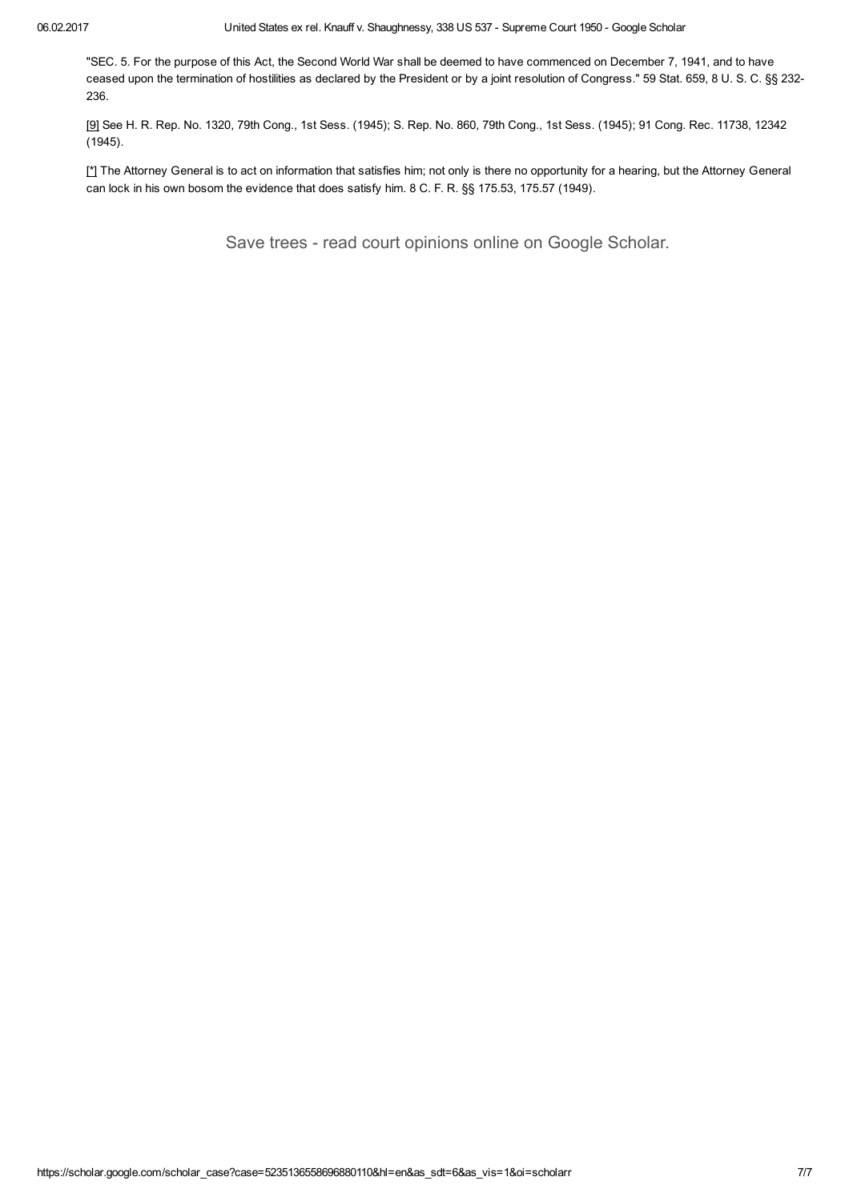"SEC. 5. For the purpose of this Act, the Second World War shall be deemed to have commenced on December 7, 1941, and to have ceased upon the termination of hostilities as declared by the President or by a joint resolution of Congress." 59 Stat. 659, 8 U. S. C. §§ 232-236.

[9] See H. R. Rep. No. 1320, 79th Cong., 1st Sess. (1945); S. Rep. No. 860, 79th Cong., 1st Sess. (1945); 91 Cong. Rec. 11738, 12342 (1945).

[*] The Attorney General is to act on information that satisfies him; not only is there no opportunity for a hearing, but the Attorney General can lock in his own bosom the evidence that does satisfy him. 8 C. F. R. §§ 175.53, 175.57 (1949).

Save trees - read court opinions online on Google Scholar.